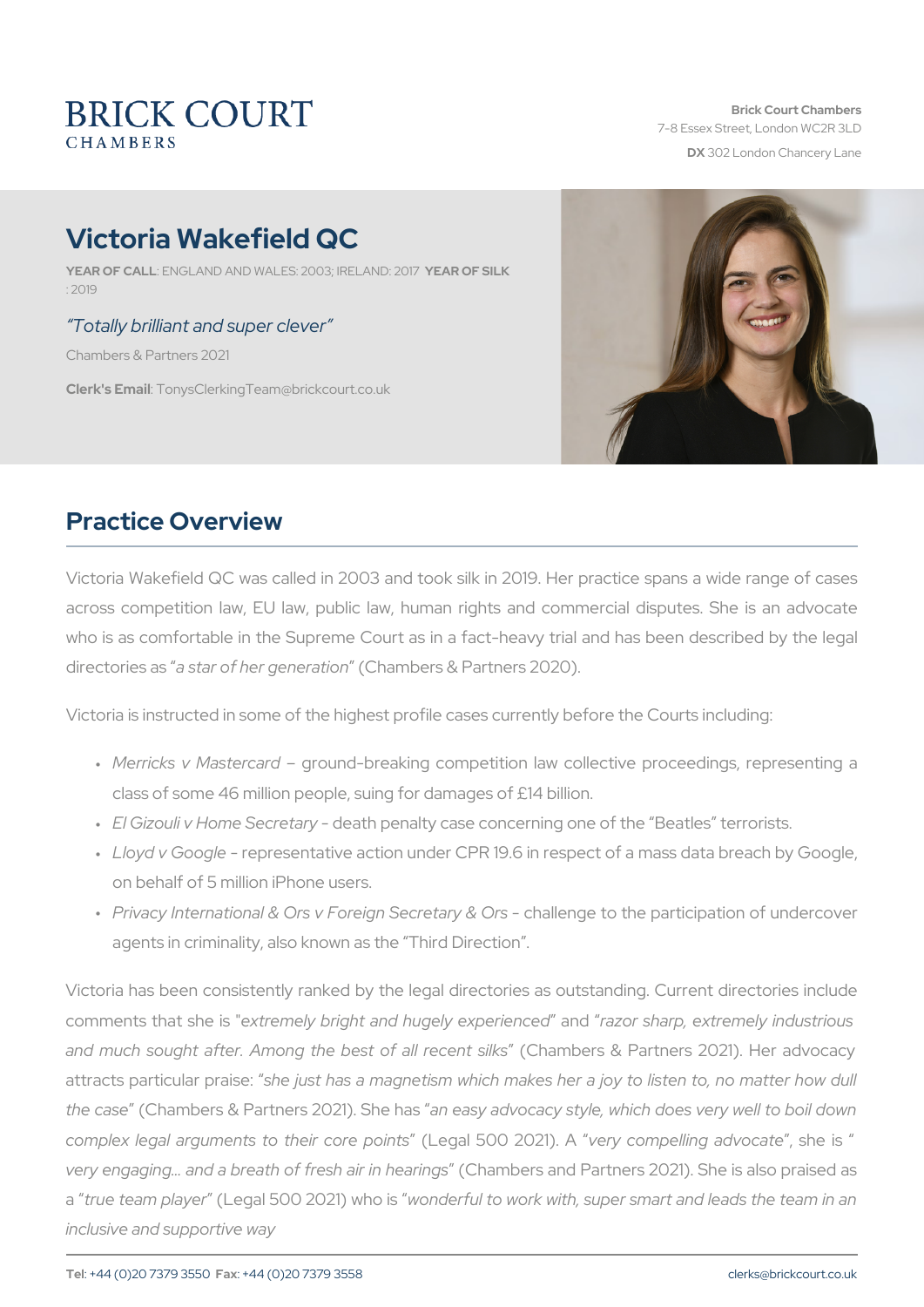BRICK COURT
CHAMBERS

**Brick Court Chambers**
7-8 Essex Street, London WC2R 3LD
**DX** 302 London Chancery Lane

# Victoria Wakefield QC

**YEAR OF CALL**: ENGLAND AND WALES: 2003; IRELAND: 2017 **YEAR OF SILK**: 2019

*"Totally brilliant and super clever"*

Chambers & Partners 2021

**Clerk's Email**: TonysClerkingTeam@brickcourt.co.uk

## Practice Overview

Victoria Wakefield QC was called in 2003 and took silk in 2019. Her practice spans a wide range of cases across competition law, EU law, public law, human rights and commercial disputes. She is an advocate who is as comfortable in the Supreme Court as in a fact-heavy trial and has been described by the legal directories as "*a star of her generation*" (Chambers & Partners 2020).

Victoria is instructed in some of the highest profile cases currently before the Courts including:

- *Merricks v Mastercard* – ground-breaking competition law collective proceedings, representing a class of some 46 million people, suing for damages of £14 billion.
- *El Gizouli v Home Secretary* - death penalty case concerning one of the "Beatles" terrorists.
- *Lloyd v Google* - representative action under CPR 19.6 in respect of a mass data breach by Google, on behalf of 5 million iPhone users.
- *Privacy International & Ors v Foreign Secretary & Ors* - challenge to the participation of undercover agents in criminality, also known as the "Third Direction".

Victoria has been consistently ranked by the legal directories as outstanding. Current directories include comments that she is "*extremely bright and hugely experienced*" and "*razor sharp, extremely industrious and much sought after. Among the best of all recent silks*" (Chambers & Partners 2021). Her advocacy attracts particular praise: "*she just has a magnetism which makes her a joy to listen to, no matter how dull the case*" (Chambers & Partners 2021). She has "*an easy advocacy style, which does very well to boil down complex legal arguments to their core points*" (Legal 500 2021). A "*very compelling advocate*", she is "*very engaging... and a breath of fresh air in hearings*" (Chambers and Partners 2021). She is also praised as a "*true team player*" (Legal 500 2021) who is "*wonderful to work with, super smart and leads the team in an inclusive and supportive way*

**Tel**: +44 (0)20 7379 3550 **Fax**: +44 (0)20 7379 3558 clerks@brickcourt.co.uk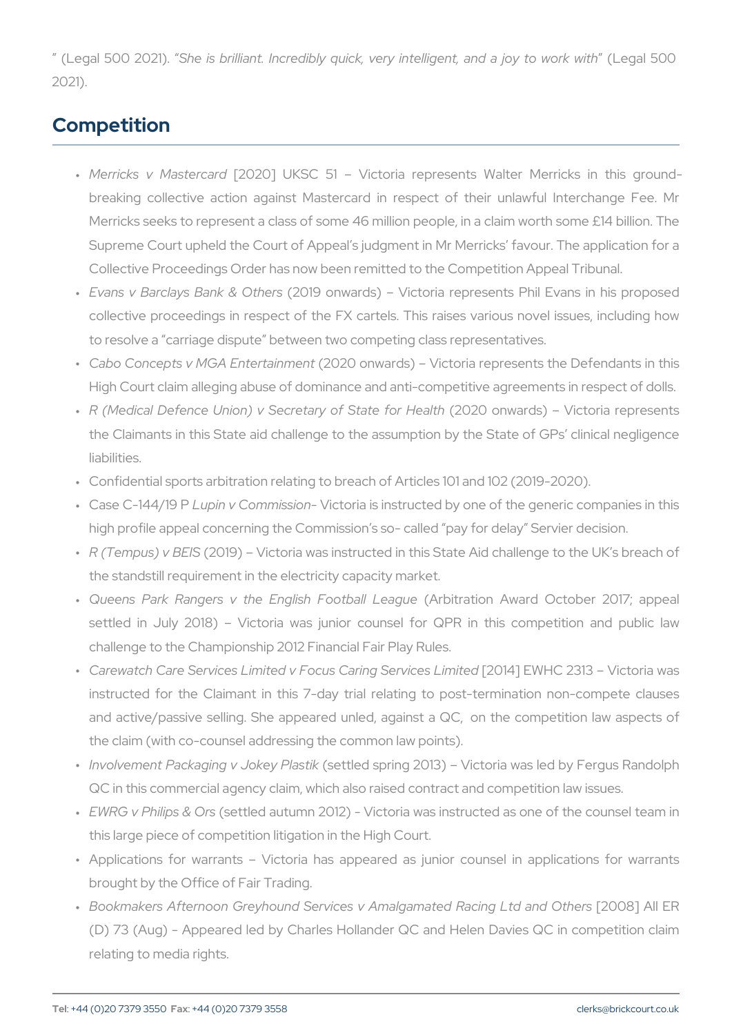" (Legal 500 2021). "*She is brilliant. Incredibly quick, very intelligent, and a joy to work with*" (Legal 500 2021).

## Competition

- *Merricks v Mastercard* [2020] UKSC 51 – Victoria represents Walter Merricks in this ground-breaking collective action against Mastercard in respect of their unlawful Interchange Fee. Mr Merricks seeks to represent a class of some 46 million people, in a claim worth some £14 billion. The Supreme Court upheld the Court of Appeal's judgment in Mr Merricks' favour. The application for a Collective Proceedings Order has now been remitted to the Competition Appeal Tribunal.
- *Evans v Barclays Bank & Others* (2019 onwards) – Victoria represents Phil Evans in his proposed collective proceedings in respect of the FX cartels. This raises various novel issues, including how to resolve a "carriage dispute" between two competing class representatives.
- *Cabo Concepts v MGA Entertainment* (2020 onwards) – Victoria represents the Defendants in this High Court claim alleging abuse of dominance and anti-competitive agreements in respect of dolls.
- *R (Medical Defence Union) v Secretary of State for Health* (2020 onwards) – Victoria represents the Claimants in this State aid challenge to the assumption by the State of GPs' clinical negligence liabilities.
- Confidential sports arbitration relating to breach of Articles 101 and 102 (2019-2020).
- Case C-144/19 P *Lupin v Commission*- Victoria is instructed by one of the generic companies in this high profile appeal concerning the Commission's so- called "pay for delay" Servier decision.
- *R (Tempus) v BEIS* (2019) – Victoria was instructed in this State Aid challenge to the UK's breach of the standstill requirement in the electricity capacity market.
- *Queens Park Rangers v the English Football League* (Arbitration Award October 2017; appeal settled in July 2018) – Victoria was junior counsel for QPR in this competition and public law challenge to the Championship 2012 Financial Fair Play Rules.
- *Carewatch Care Services Limited v Focus Caring Services Limited* [2014] EWHC 2313 – Victoria was instructed for the Claimant in this 7-day trial relating to post-termination non-compete clauses and active/passive selling. She appeared unled, against a QC, on the competition law aspects of the claim (with co-counsel addressing the common law points).
- *Involvement Packaging v Jokey Plastik* (settled spring 2013) – Victoria was led by Fergus Randolph QC in this commercial agency claim, which also raised contract and competition law issues.
- *EWRG v Philips & Ors* (settled autumn 2012) - Victoria was instructed as one of the counsel team in this large piece of competition litigation in the High Court.
- Applications for warrants – Victoria has appeared as junior counsel in applications for warrants brought by the Office of Fair Trading.
- *Bookmakers Afternoon Greyhound Services v Amalgamated Racing Ltd and Others* [2008] All ER (D) 73 (Aug) - Appeared led by Charles Hollander QC and Helen Davies QC in competition claim relating to media rights.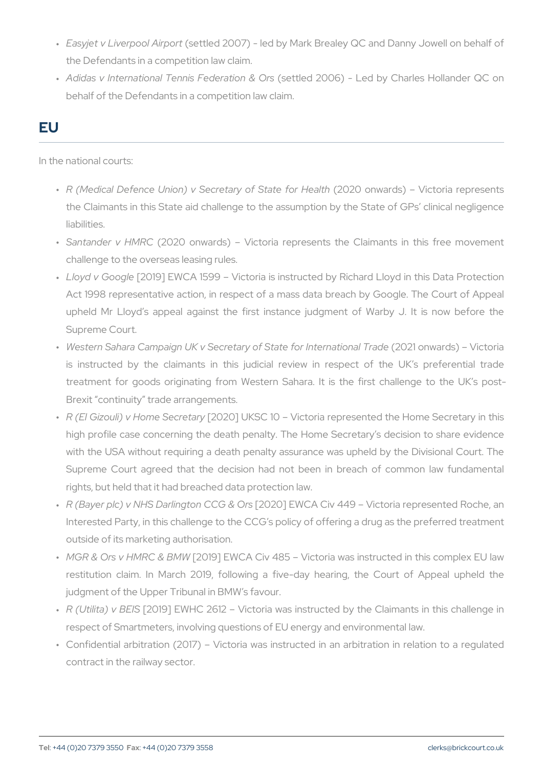- *Easyjet v Liverpool Airport* (settled 2007) - led by Mark Brealey QC and Danny Jowell on behalf of the Defendants in a competition law claim.
- *Adidas v International Tennis Federation & Ors* (settled 2006) - Led by Charles Hollander QC on behalf of the Defendants in a competition law claim.

## EU

In the national courts:

- *R (Medical Defence Union) v Secretary of State for Health* (2020 onwards) – Victoria represents the Claimants in this State aid challenge to the assumption by the State of GPs' clinical negligence liabilities.
- *Santander v HMRC* (2020 onwards) – Victoria represents the Claimants in this free movement challenge to the overseas leasing rules.
- *Lloyd v Google* [2019] EWCA 1599 – Victoria is instructed by Richard Lloyd in this Data Protection Act 1998 representative action, in respect of a mass data breach by Google. The Court of Appeal upheld Mr Lloyd's appeal against the first instance judgment of Warby J. It is now before the Supreme Court.
- *Western Sahara Campaign UK v Secretary of State for International Trade* (2021 onwards) – Victoria is instructed by the claimants in this judicial review in respect of the UK's preferential trade treatment for goods originating from Western Sahara. It is the first challenge to the UK's post-Brexit "continuity" trade arrangements.
- *R (El Gizouli) v Home Secretary* [2020] UKSC 10 – Victoria represented the Home Secretary in this high profile case concerning the death penalty. The Home Secretary's decision to share evidence with the USA without requiring a death penalty assurance was upheld by the Divisional Court. The Supreme Court agreed that the decision had not been in breach of common law fundamental rights, but held that it had breached data protection law.
- *R (Bayer plc) v NHS Darlington CCG & Ors* [2020] EWCA Civ 449 – Victoria represented Roche, an Interested Party, in this challenge to the CCG's policy of offering a drug as the preferred treatment outside of its marketing authorisation.
- *MGR & Ors v HMRC & BMW* [2019] EWCA Civ 485 – Victoria was instructed in this complex EU law restitution claim. In March 2019, following a five-day hearing, the Court of Appeal upheld the judgment of the Upper Tribunal in BMW's favour.
- *R (Utilita) v BEIS* [2019] EWHC 2612 – Victoria was instructed by the Claimants in this challenge in respect of Smartmeters, involving questions of EU energy and environmental law.
- Confidential arbitration (2017) – Victoria was instructed in an arbitration in relation to a regulated contract in the railway sector.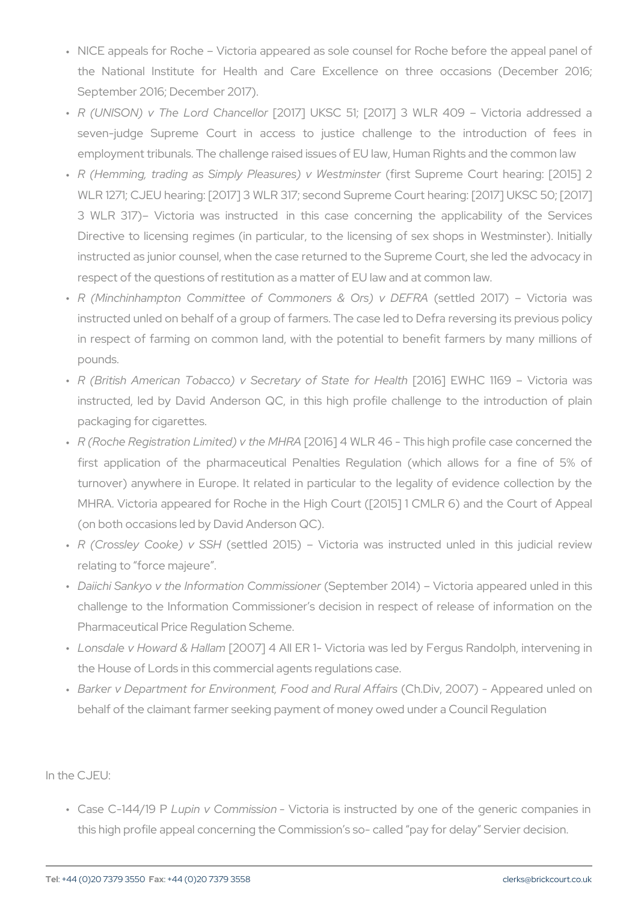- NICE appeals for Roche – Victoria appeared as sole counsel for Roche before the appeal panel of the National Institute for Health and Care Excellence on three occasions (December 2016; September 2016; December 2017).
- *R (UNISON) v The Lord Chancellor* [2017] UKSC 51; [2017] 3 WLR 409 – Victoria addressed a seven-judge Supreme Court in access to justice challenge to the introduction of fees in employment tribunals. The challenge raised issues of EU law, Human Rights and the common law
- *R (Hemming, trading as Simply Pleasures) v Westminster* (first Supreme Court hearing: [2015] 2 WLR 1271; CJEU hearing: [2017] 3 WLR 317; second Supreme Court hearing: [2017] UKSC 50; [2017] 3 WLR 317)– Victoria was instructed in this case concerning the applicability of the Services Directive to licensing regimes (in particular, to the licensing of sex shops in Westminster). Initially instructed as junior counsel, when the case returned to the Supreme Court, she led the advocacy in respect of the questions of restitution as a matter of EU law and at common law.
- *R (Minchinhampton Committee of Commoners & Ors) v DEFRA* (settled 2017) – Victoria was instructed unled on behalf of a group of farmers. The case led to Defra reversing its previous policy in respect of farming on common land, with the potential to benefit farmers by many millions of pounds.
- *R (British American Tobacco) v Secretary of State for Health* [2016] EWHC 1169 – Victoria was instructed, led by David Anderson QC, in this high profile challenge to the introduction of plain packaging for cigarettes.
- *R (Roche Registration Limited) v the MHRA* [2016] 4 WLR 46 - This high profile case concerned the first application of the pharmaceutical Penalties Regulation (which allows for a fine of 5% of turnover) anywhere in Europe. It related in particular to the legality of evidence collection by the MHRA. Victoria appeared for Roche in the High Court ([2015] 1 CMLR 6) and the Court of Appeal (on both occasions led by David Anderson QC).
- *R (Crossley Cooke) v SSH* (settled 2015) – Victoria was instructed unled in this judicial review relating to "force majeure".
- *Daiichi Sankyo v the Information Commissioner* (September 2014) – Victoria appeared unled in this challenge to the Information Commissioner's decision in respect of release of information on the Pharmaceutical Price Regulation Scheme.
- *Lonsdale v Howard & Hallam* [2007] 4 All ER 1– Victoria was led by Fergus Randolph, intervening in the House of Lords in this commercial agents regulations case.
- *Barker v Department for Environment, Food and Rural Affairs* (Ch.Div, 2007) - Appeared unled on behalf of the claimant farmer seeking payment of money owed under a Council Regulation

In the CJEU:

- Case C-144/19 P *Lupin v Commission* - Victoria is instructed by one of the generic companies in this high profile appeal concerning the Commission's so- called "pay for delay" Servier decision.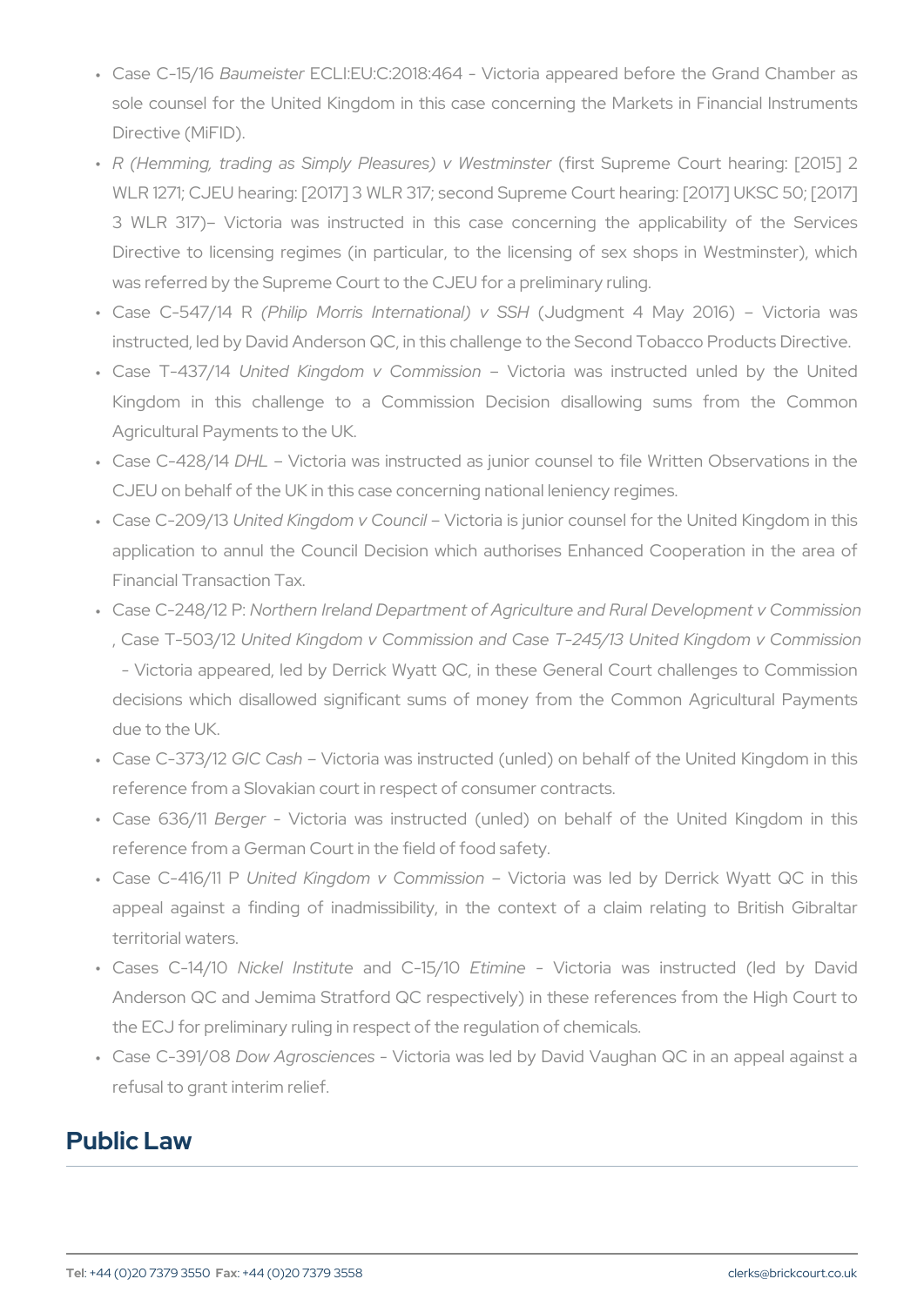- Case C-15/16 *Baumeister* ECLI:EU:C:2018:464 - Victoria appeared before the Grand Chamber as sole counsel for the United Kingdom in this case concerning the Markets in Financial Instruments Directive (MiFID).
- *R (Hemming, trading as Simply Pleasures) v Westminster* (first Supreme Court hearing: [2015] 2 WLR 1271; CJEU hearing: [2017] 3 WLR 317; second Supreme Court hearing: [2017] UKSC 50; [2017] 3 WLR 317)– Victoria was instructed in this case concerning the applicability of the Services Directive to licensing regimes (in particular, to the licensing of sex shops in Westminster), which was referred by the Supreme Court to the CJEU for a preliminary ruling.
- Case C-547/14 R *(Philip Morris International) v SSH* (Judgment 4 May 2016) – Victoria was instructed, led by David Anderson QC, in this challenge to the Second Tobacco Products Directive.
- Case T-437/14 *United Kingdom v Commission* – Victoria was instructed unled by the United Kingdom in this challenge to a Commission Decision disallowing sums from the Common Agricultural Payments to the UK.
- Case C-428/14 *DHL* – Victoria was instructed as junior counsel to file Written Observations in the CJEU on behalf of the UK in this case concerning national leniency regimes.
- Case C-209/13 *United Kingdom v Council* – Victoria is junior counsel for the United Kingdom in this application to annul the Council Decision which authorises Enhanced Cooperation in the area of Financial Transaction Tax.
- Case C-248/12 P: *Northern Ireland Department of Agriculture and Rural Development v Commission*, Case T-503/12 *United Kingdom v Commission and Case T-245/13 United Kingdom v Commission* - Victoria appeared, led by Derrick Wyatt QC, in these General Court challenges to Commission decisions which disallowed significant sums of money from the Common Agricultural Payments due to the UK.
- Case C-373/12 *GIC Cash* – Victoria was instructed (unled) on behalf of the United Kingdom in this reference from a Slovakian court in respect of consumer contracts.
- Case 636/11 *Berger* - Victoria was instructed (unled) on behalf of the United Kingdom in this reference from a German Court in the field of food safety.
- Case C-416/11 P *United Kingdom v Commission* – Victoria was led by Derrick Wyatt QC in this appeal against a finding of inadmissibility, in the context of a claim relating to British Gibraltar territorial waters.
- Cases C-14/10 *Nickel Institute* and C-15/10 *Etimine* - Victoria was instructed (led by David Anderson QC and Jemima Stratford QC respectively) in these references from the High Court to the ECJ for preliminary ruling in respect of the regulation of chemicals.
- Case C-391/08 *Dow Agrosciences* - Victoria was led by David Vaughan QC in an appeal against a refusal to grant interim relief.

## Public Law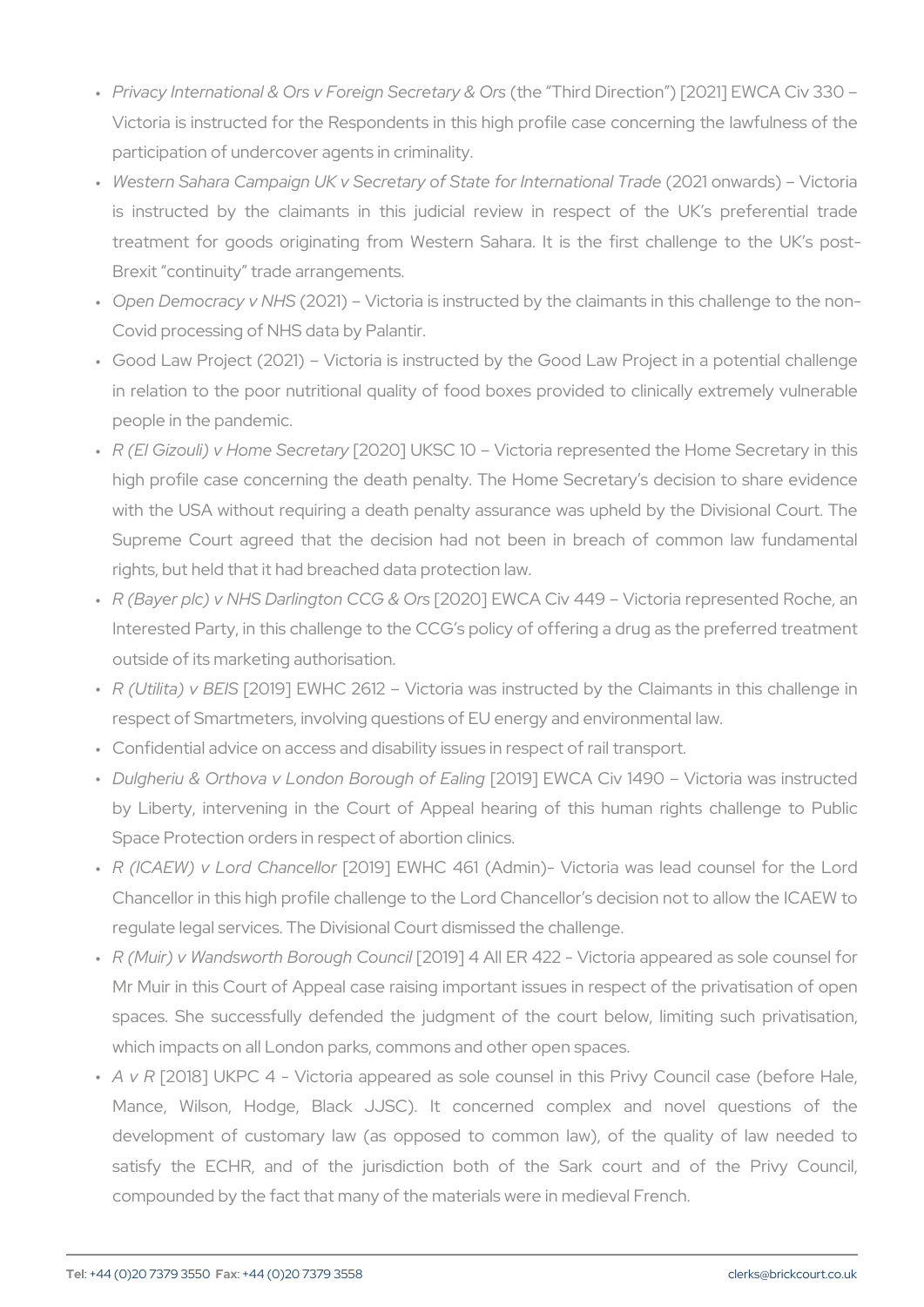- *Privacy International & Ors v Foreign Secretary & Ors* (the "Third Direction") [2021] EWCA Civ 330 – Victoria is instructed for the Respondents in this high profile case concerning the lawfulness of the participation of undercover agents in criminality.
- *Western Sahara Campaign UK v Secretary of State for International Trade* (2021 onwards) – Victoria is instructed by the claimants in this judicial review in respect of the UK's preferential trade treatment for goods originating from Western Sahara. It is the first challenge to the UK's post-Brexit "continuity" trade arrangements.
- *Open Democracy v NHS* (2021) – Victoria is instructed by the claimants in this challenge to the non-Covid processing of NHS data by Palantir.
- Good Law Project (2021) – Victoria is instructed by the Good Law Project in a potential challenge in relation to the poor nutritional quality of food boxes provided to clinically extremely vulnerable people in the pandemic.
- *R (El Gizouli) v Home Secretary* [2020] UKSC 10 – Victoria represented the Home Secretary in this high profile case concerning the death penalty. The Home Secretary's decision to share evidence with the USA without requiring a death penalty assurance was upheld by the Divisional Court. The Supreme Court agreed that the decision had not been in breach of common law fundamental rights, but held that it had breached data protection law.
- *R (Bayer plc) v NHS Darlington CCG & Ors* [2020] EWCA Civ 449 – Victoria represented Roche, an Interested Party, in this challenge to the CCG's policy of offering a drug as the preferred treatment outside of its marketing authorisation.
- *R (Utilita) v BEIS* [2019] EWHC 2612 – Victoria was instructed by the Claimants in this challenge in respect of Smartmeters, involving questions of EU energy and environmental law.
- Confidential advice on access and disability issues in respect of rail transport.
- *Dulgheriu & Orthova v London Borough of Ealing* [2019] EWCA Civ 1490 – Victoria was instructed by Liberty, intervening in the Court of Appeal hearing of this human rights challenge to Public Space Protection orders in respect of abortion clinics.
- *R (ICAEW) v Lord Chancellor* [2019] EWHC 461 (Admin)– Victoria was lead counsel for the Lord Chancellor in this high profile challenge to the Lord Chancellor's decision not to allow the ICAEW to regulate legal services. The Divisional Court dismissed the challenge.
- *R (Muir) v Wandsworth Borough Council* [2019] 4 All ER 422 - Victoria appeared as sole counsel for Mr Muir in this Court of Appeal case raising important issues in respect of the privatisation of open spaces. She successfully defended the judgment of the court below, limiting such privatisation, which impacts on all London parks, commons and other open spaces.
- *A v R* [2018] UKPC 4 - Victoria appeared as sole counsel in this Privy Council case (before Hale, Mance, Wilson, Hodge, Black JJSC). It concerned complex and novel questions of the development of customary law (as opposed to common law), of the quality of law needed to satisfy the ECHR, and of the jurisdiction both of the Sark court and of the Privy Council, compounded by the fact that many of the materials were in medieval French.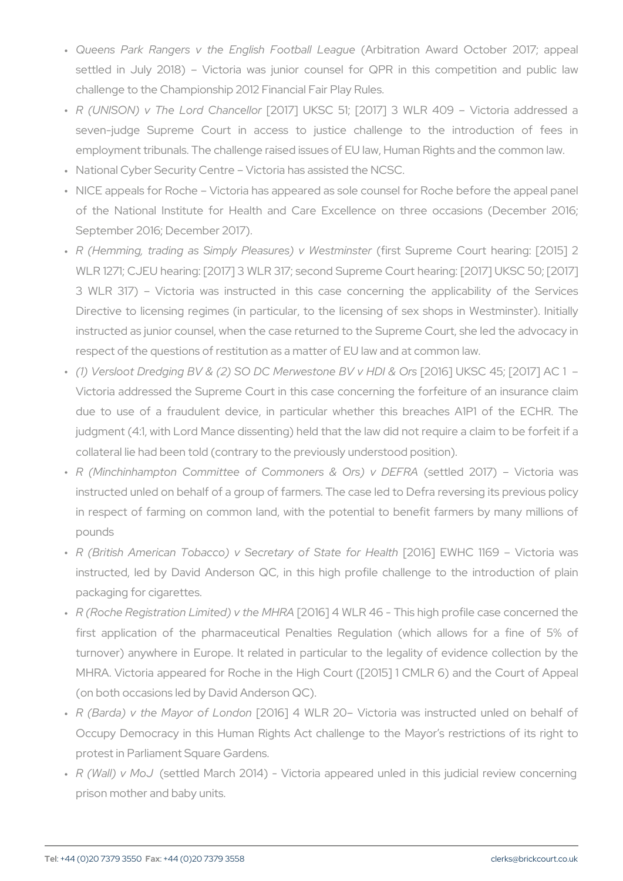- *Queens Park Rangers v the English Football League* (Arbitration Award October 2017; appeal settled in July 2018) – Victoria was junior counsel for QPR in this competition and public law challenge to the Championship 2012 Financial Fair Play Rules.
- *R (UNISON) v The Lord Chancellor* [2017] UKSC 51; [2017] 3 WLR 409 – Victoria addressed a seven-judge Supreme Court in access to justice challenge to the introduction of fees in employment tribunals. The challenge raised issues of EU law, Human Rights and the common law.
- National Cyber Security Centre – Victoria has assisted the NCSC.
- NICE appeals for Roche – Victoria has appeared as sole counsel for Roche before the appeal panel of the National Institute for Health and Care Excellence on three occasions (December 2016; September 2016; December 2017).
- *R (Hemming, trading as Simply Pleasures) v Westminster* (first Supreme Court hearing: [2015] 2 WLR 1271; CJEU hearing: [2017] 3 WLR 317; second Supreme Court hearing: [2017] UKSC 50; [2017] 3 WLR 317) – Victoria was instructed in this case concerning the applicability of the Services Directive to licensing regimes (in particular, to the licensing of sex shops in Westminster). Initially instructed as junior counsel, when the case returned to the Supreme Court, she led the advocacy in respect of the questions of restitution as a matter of EU law and at common law.
- *(1) Versloot Dredging BV & (2) SO DC Merwestone BV v HDI & Ors* [2016] UKSC 45; [2017] AC 1 – Victoria addressed the Supreme Court in this case concerning the forfeiture of an insurance claim due to use of a fraudulent device, in particular whether this breaches A1P1 of the ECHR. The judgment (4:1, with Lord Mance dissenting) held that the law did not require a claim to be forfeit if a collateral lie had been told (contrary to the previously understood position).
- *R (Minchinhampton Committee of Commoners & Ors) v DEFRA* (settled 2017) – Victoria was instructed unled on behalf of a group of farmers. The case led to Defra reversing its previous policy in respect of farming on common land, with the potential to benefit farmers by many millions of pounds
- *R (British American Tobacco) v Secretary of State for Health* [2016] EWHC 1169 – Victoria was instructed, led by David Anderson QC, in this high profile challenge to the introduction of plain packaging for cigarettes.
- *R (Roche Registration Limited) v the MHRA* [2016] 4 WLR 46 - This high profile case concerned the first application of the pharmaceutical Penalties Regulation (which allows for a fine of 5% of turnover) anywhere in Europe. It related in particular to the legality of evidence collection by the MHRA. Victoria appeared for Roche in the High Court ([2015] 1 CMLR 6) and the Court of Appeal (on both occasions led by David Anderson QC).
- *R (Barda) v the Mayor of London* [2016] 4 WLR 20– Victoria was instructed unled on behalf of Occupy Democracy in this Human Rights Act challenge to the Mayor's restrictions of its right to protest in Parliament Square Gardens.
- *R (Wall) v MoJ* (settled March 2014) - Victoria appeared unled in this judicial review concerning prison mother and baby units.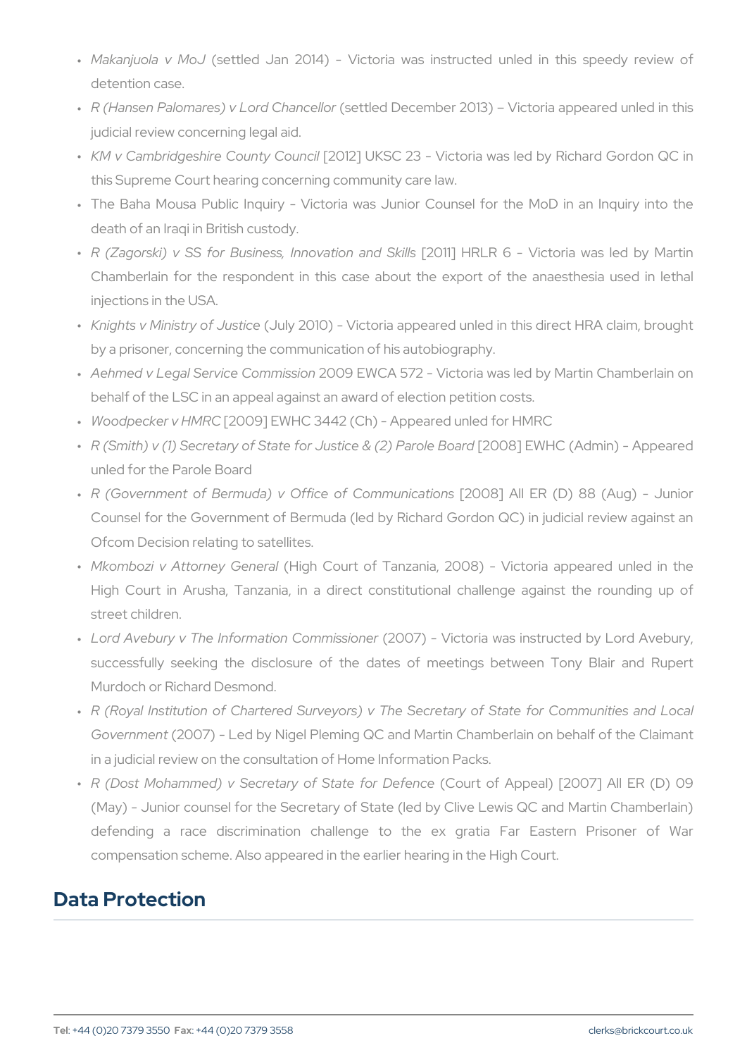- *Makanjuola v MoJ* (settled Jan 2014) – Victoria was instructed unled in this speedy review of detention case.
- *R (Hansen Palomares) v Lord Chancellor* (settled December 2013) – Victoria appeared unled in this judicial review concerning legal aid.
- *KM v Cambridgeshire County Council* [2012] UKSC 23 – Victoria was led by Richard Gordon QC in this Supreme Court hearing concerning community care law.
- The Baha Mousa Public Inquiry – Victoria was Junior Counsel for the MoD in an Inquiry into the death of an Iraqi in British custody.
- *R (Zagorski) v SS for Business, Innovation and Skills* [2011] HRLR 6 – Victoria was led by Martin Chamberlain for the respondent in this case about the export of the anaesthesia used in lethal injections in the USA.
- *Knights v Ministry of Justice* (July 2010) – Victoria appeared unled in this direct HRA claim, brought by a prisoner, concerning the communication of his autobiography.
- *Aehmed v Legal Service Commission* 2009 EWCA 572 – Victoria was led by Martin Chamberlain on behalf of the LSC in an appeal against an award of election petition costs.
- *Woodpecker v HMRC* [2009] EWHC 3442 (Ch) – Appeared unled for HMRC
- *R (Smith) v (1) Secretary of State for Justice & (2) Parole Board* [2008] EWHC (Admin) – Appeared unled for the Parole Board
- *R (Government of Bermuda) v Office of Communications* [2008] All ER (D) 88 (Aug) – Junior Counsel for the Government of Bermuda (led by Richard Gordon QC) in judicial review against an Ofcom Decision relating to satellites.
- *Mkombozi v Attorney General* (High Court of Tanzania, 2008) – Victoria appeared unled in the High Court in Arusha, Tanzania, in a direct constitutional challenge against the rounding up of street children.
- *Lord Avebury v The Information Commissioner* (2007) – Victoria was instructed by Lord Avebury, successfully seeking the disclosure of the dates of meetings between Tony Blair and Rupert Murdoch or Richard Desmond.
- *R (Royal Institution of Chartered Surveyors) v The Secretary of State for Communities and Local Government* (2007) – Led by Nigel Pleming QC and Martin Chamberlain on behalf of the Claimant in a judicial review on the consultation of Home Information Packs.
- *R (Dost Mohammed) v Secretary of State for Defence* (Court of Appeal) [2007] All ER (D) 09 (May) – Junior counsel for the Secretary of State (led by Clive Lewis QC and Martin Chamberlain) defending a race discrimination challenge to the ex gratia Far Eastern Prisoner of War compensation scheme. Also appeared in the earlier hearing in the High Court.

## Data Protection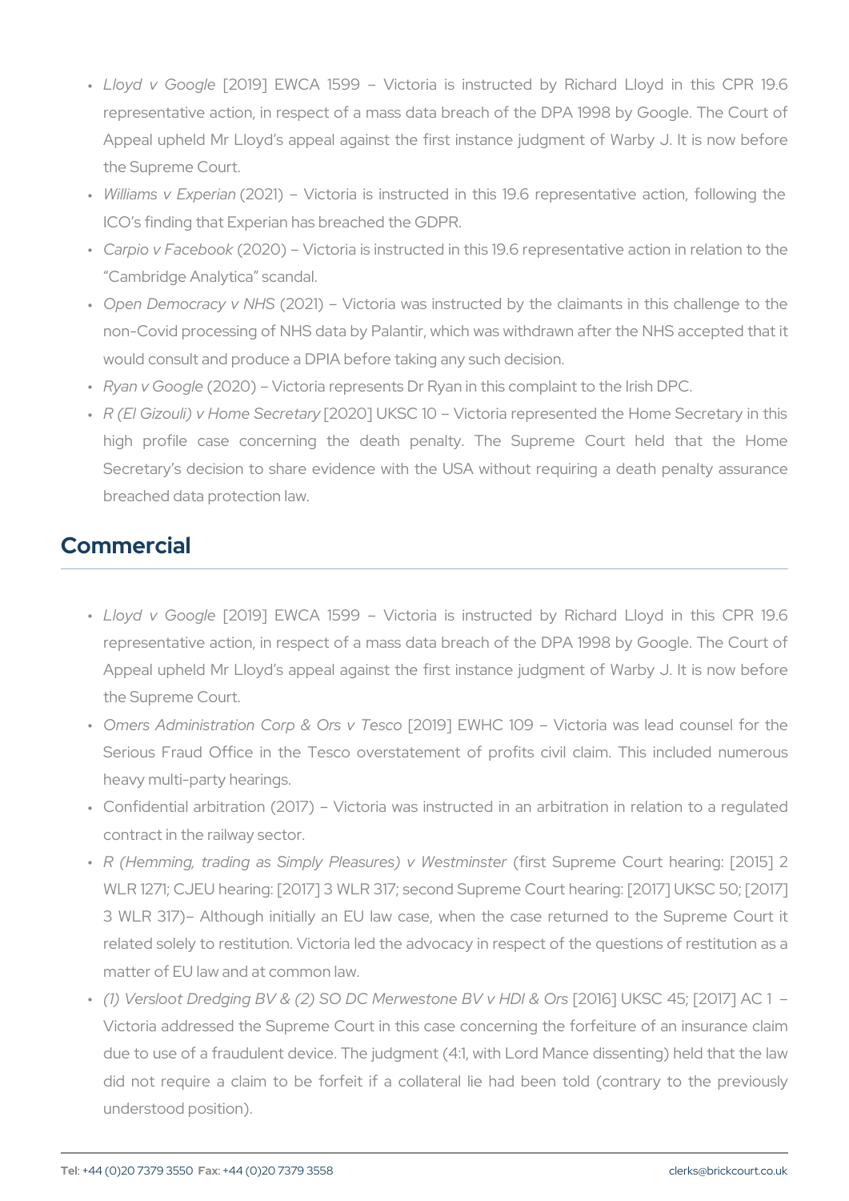- *Lloyd v Google* [2019] EWCA 1599 – Victoria is instructed by Richard Lloyd in this CPR 19.6 representative action, in respect of a mass data breach of the DPA 1998 by Google. The Court of Appeal upheld Mr Lloyd's appeal against the first instance judgment of Warby J. It is now before the Supreme Court.
- *Williams v Experian* (2021) – Victoria is instructed in this 19.6 representative action, following the ICO's finding that Experian has breached the GDPR.
- *Carpio v Facebook* (2020) – Victoria is instructed in this 19.6 representative action in relation to the "Cambridge Analytica" scandal.
- *Open Democracy v NHS* (2021) – Victoria was instructed by the claimants in this challenge to the non-Covid processing of NHS data by Palantir, which was withdrawn after the NHS accepted that it would consult and produce a DPIA before taking any such decision.
- *Ryan v Google* (2020) – Victoria represents Dr Ryan in this complaint to the Irish DPC.
- *R (El Gizouli) v Home Secretary* [2020] UKSC 10 – Victoria represented the Home Secretary in this high profile case concerning the death penalty. The Supreme Court held that the Home Secretary's decision to share evidence with the USA without requiring a death penalty assurance breached data protection law.

## Commercial

- *Lloyd v Google* [2019] EWCA 1599 – Victoria is instructed by Richard Lloyd in this CPR 19.6 representative action, in respect of a mass data breach of the DPA 1998 by Google. The Court of Appeal upheld Mr Lloyd's appeal against the first instance judgment of Warby J. It is now before the Supreme Court.
- *Omers Administration Corp & Ors v Tesco* [2019] EWHC 109 – Victoria was lead counsel for the Serious Fraud Office in the Tesco overstatement of profits civil claim. This included numerous heavy multi-party hearings.
- Confidential arbitration (2017) – Victoria was instructed in an arbitration in relation to a regulated contract in the railway sector.
- *R (Hemming, trading as Simply Pleasures) v Westminster* (first Supreme Court hearing: [2015] 2 WLR 1271; CJEU hearing: [2017] 3 WLR 317; second Supreme Court hearing: [2017] UKSC 50; [2017] 3 WLR 317)– Although initially an EU law case, when the case returned to the Supreme Court it related solely to restitution. Victoria led the advocacy in respect of the questions of restitution as a matter of EU law and at common law.
- *(1) Versloot Dredging BV & (2) SO DC Merwestone BV v HDI & Ors* [2016] UKSC 45; [2017] AC 1 – Victoria addressed the Supreme Court in this case concerning the forfeiture of an insurance claim due to use of a fraudulent device. The judgment (4:1, with Lord Mance dissenting) held that the law did not require a claim to be forfeit if a collateral lie had been told (contrary to the previously understood position).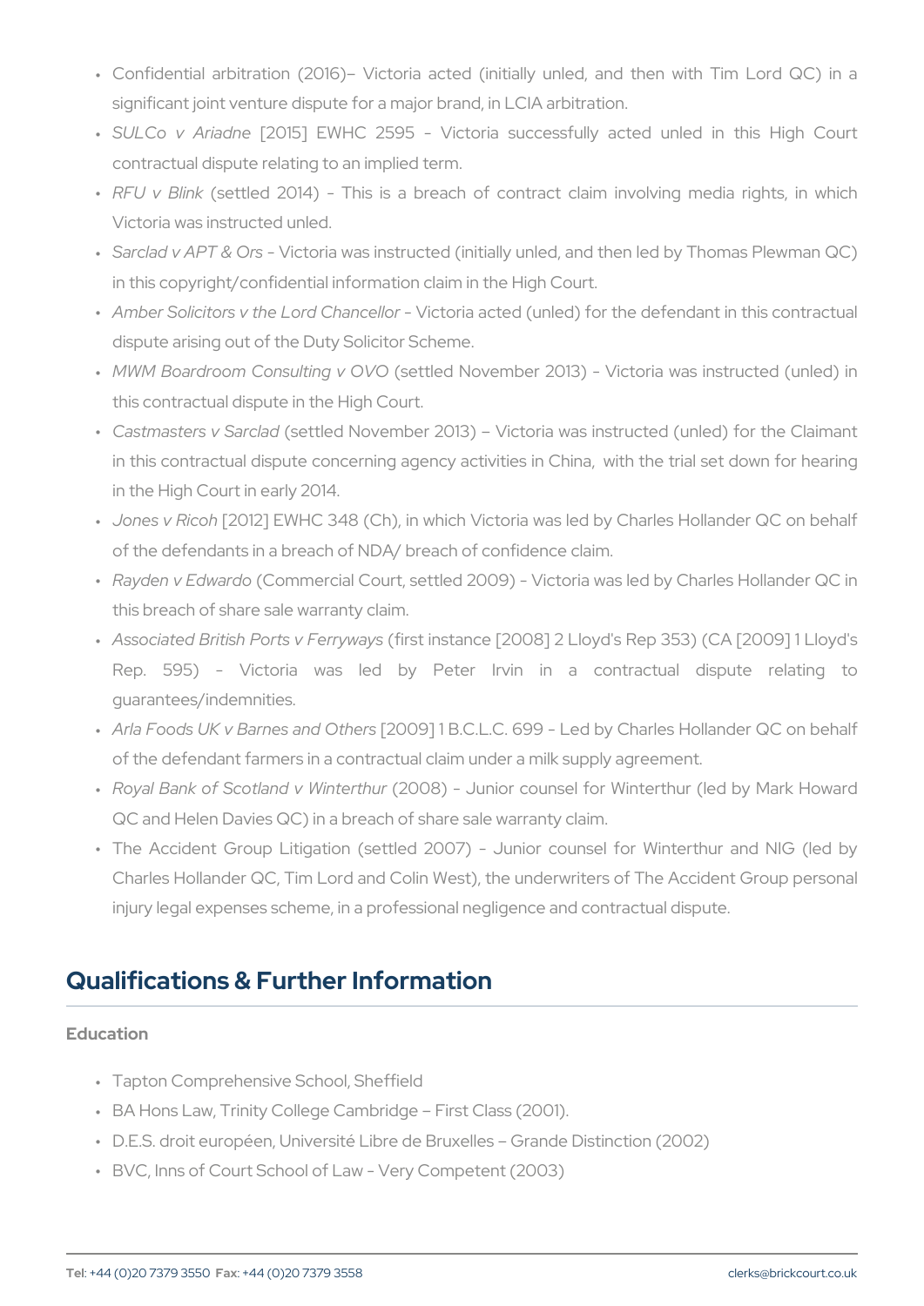- Confidential arbitration (2016)– Victoria acted (initially unled, and then with Tim Lord QC) in a significant joint venture dispute for a major brand, in LCIA arbitration.
- *SULCo v Ariadne* [2015] EWHC 2595 – Victoria successfully acted unled in this High Court contractual dispute relating to an implied term.
- *RFU v Blink* (settled 2014) – This is a breach of contract claim involving media rights, in which Victoria was instructed unled.
- *Sarclad v APT & Ors* – Victoria was instructed (initially unled, and then led by Thomas Plewman QC) in this copyright/confidential information claim in the High Court.
- *Amber Solicitors v the Lord Chancellor* – Victoria acted (unled) for the defendant in this contractual dispute arising out of the Duty Solicitor Scheme.
- *MWM Boardroom Consulting v OVO* (settled November 2013) – Victoria was instructed (unled) in this contractual dispute in the High Court.
- *Castmasters v Sarclad* (settled November 2013) – Victoria was instructed (unled) for the Claimant in this contractual dispute concerning agency activities in China, with the trial set down for hearing in the High Court in early 2014.
- *Jones v Ricoh* [2012] EWHC 348 (Ch), in which Victoria was led by Charles Hollander QC on behalf of the defendants in a breach of NDA/ breach of confidence claim.
- *Rayden v Edwardo* (Commercial Court, settled 2009) – Victoria was led by Charles Hollander QC in this breach of share sale warranty claim.
- *Associated British Ports v Ferryways* (first instance [2008] 2 Lloyd's Rep 353) (CA [2009] 1 Lloyd's Rep. 595) – Victoria was led by Peter Irvin in a contractual dispute relating to guarantees/indemnities.
- *Arla Foods UK v Barnes and Others* [2009] 1 B.C.L.C. 699 – Led by Charles Hollander QC on behalf of the defendant farmers in a contractual claim under a milk supply agreement.
- *Royal Bank of Scotland v Winterthur* (2008) – Junior counsel for Winterthur (led by Mark Howard QC and Helen Davies QC) in a breach of share sale warranty claim.
- The Accident Group Litigation (settled 2007) – Junior counsel for Winterthur and NIG (led by Charles Hollander QC, Tim Lord and Colin West), the underwriters of The Accident Group personal injury legal expenses scheme, in a professional negligence and contractual dispute.

## Qualifications & Further Information

### Education

- Tapton Comprehensive School, Sheffield
- BA Hons Law, Trinity College Cambridge – First Class (2001).
- D.E.S. droit européen, Université Libre de Bruxelles – Grande Distinction (2002)
- BVC, Inns of Court School of Law – Very Competent (2003)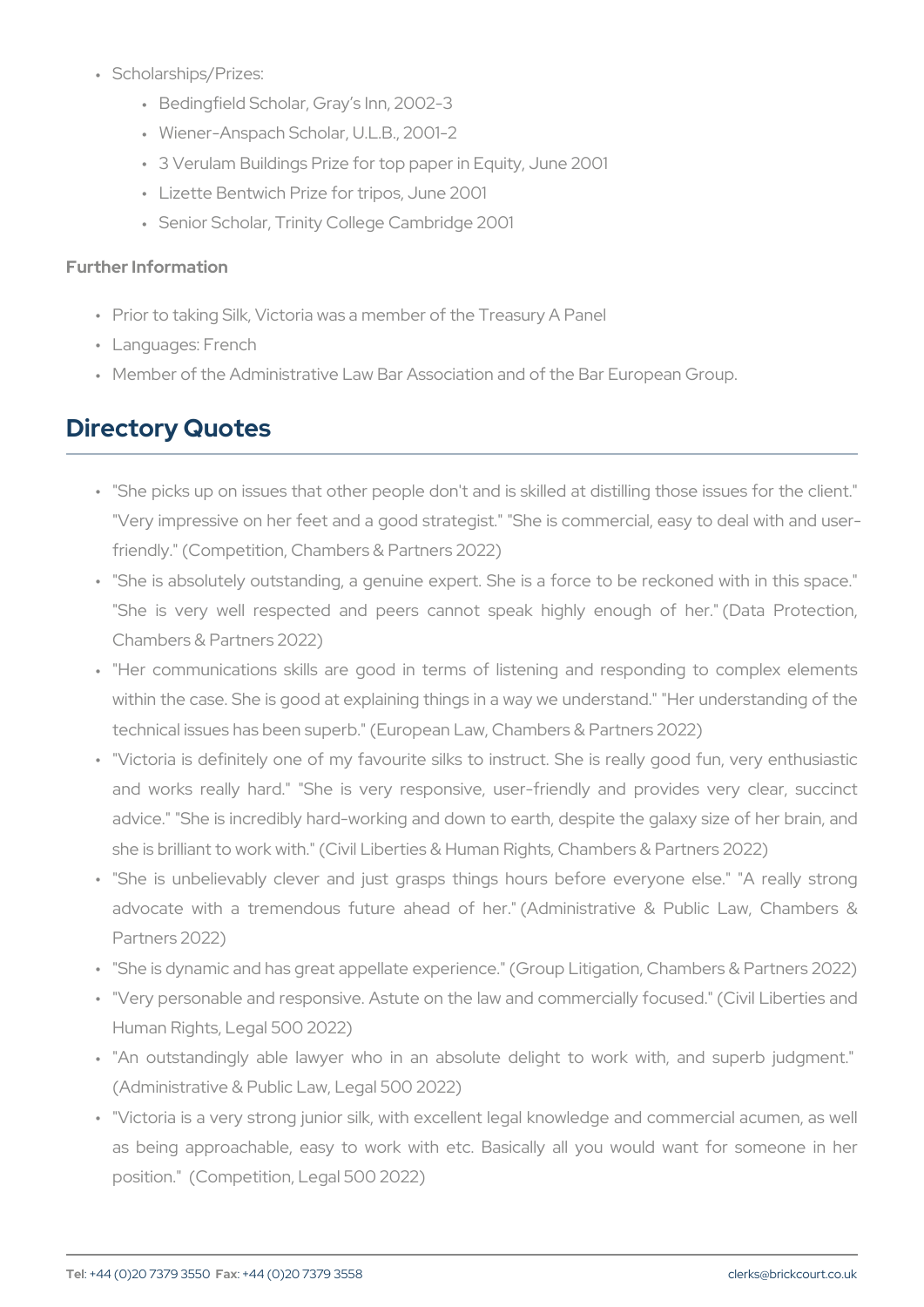- Scholarships/Prizes:
    - Bedingfield Scholar, Gray's Inn, 2002-3
    - Wiener-Anspach Scholar, U.L.B., 2001-2
    - 3 Verulam Buildings Prize for top paper in Equity, June 2001
    - Lizette Bentwich Prize for tripos, June 2001
    - Senior Scholar, Trinity College Cambridge 2001

### Further Information

- Prior to taking Silk, Victoria was a member of the Treasury A Panel
- Languages: French
- Member of the Administrative Law Bar Association and of the Bar European Group.

## Directory Quotes

- "She picks up on issues that other people don't and is skilled at distilling those issues for the client." "Very impressive on her feet and a good strategist." "She is commercial, easy to deal with and user-friendly." (Competition, Chambers & Partners 2022)
- "She is absolutely outstanding, a genuine expert. She is a force to be reckoned with in this space." "She is very well respected and peers cannot speak highly enough of her." (Data Protection, Chambers & Partners 2022)
- "Her communications skills are good in terms of listening and responding to complex elements within the case. She is good at explaining things in a way we understand." "Her understanding of the technical issues has been superb." (European Law, Chambers & Partners 2022)
- "Victoria is definitely one of my favourite silks to instruct. She is really good fun, very enthusiastic and works really hard." "She is very responsive, user-friendly and provides very clear, succinct advice." "She is incredibly hard-working and down to earth, despite the galaxy size of her brain, and she is brilliant to work with." (Civil Liberties & Human Rights, Chambers & Partners 2022)
- "She is unbelievably clever and just grasps things hours before everyone else." "A really strong advocate with a tremendous future ahead of her." (Administrative & Public Law, Chambers & Partners 2022)
- "She is dynamic and has great appellate experience." (Group Litigation, Chambers & Partners 2022)
- "Very personable and responsive. Astute on the law and commercially focused." (Civil Liberties and Human Rights, Legal 500 2022)
- "An outstandingly able lawyer who in an absolute delight to work with, and superb judgment." (Administrative & Public Law, Legal 500 2022)
- "Victoria is a very strong junior silk, with excellent legal knowledge and commercial acumen, as well as being approachable, easy to work with etc. Basically all you would want for someone in her position." (Competition, Legal 500 2022)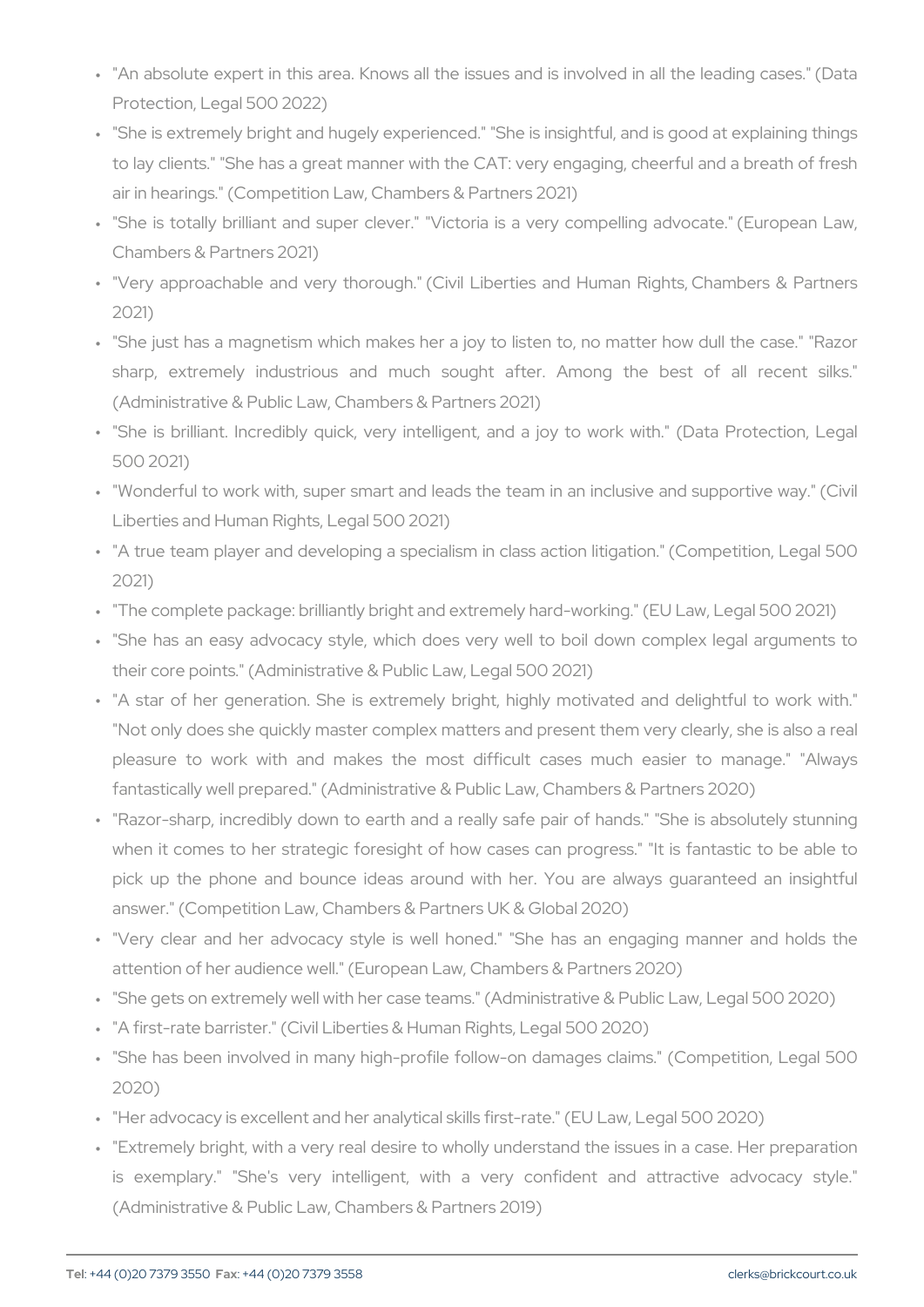- "An absolute expert in this area. Knows all the issues and is involved in all the leading cases." (Data Protection, Legal 500 2022)
- "She is extremely bright and hugely experienced." "She is insightful, and is good at explaining things to lay clients." "She has a great manner with the CAT: very engaging, cheerful and a breath of fresh air in hearings." (Competition Law, Chambers & Partners 2021)
- "She is totally brilliant and super clever." "Victoria is a very compelling advocate." (European Law, Chambers & Partners 2021)
- "Very approachable and very thorough." (Civil Liberties and Human Rights, Chambers & Partners 2021)
- "She just has a magnetism which makes her a joy to listen to, no matter how dull the case." "Razor sharp, extremely industrious and much sought after. Among the best of all recent silks." (Administrative & Public Law, Chambers & Partners 2021)
- "She is brilliant. Incredibly quick, very intelligent, and a joy to work with." (Data Protection, Legal 500 2021)
- "Wonderful to work with, super smart and leads the team in an inclusive and supportive way." (Civil Liberties and Human Rights, Legal 500 2021)
- "A true team player and developing a specialism in class action litigation." (Competition, Legal 500 2021)
- "The complete package: brilliantly bright and extremely hard-working." (EU Law, Legal 500 2021)
- "She has an easy advocacy style, which does very well to boil down complex legal arguments to their core points." (Administrative & Public Law, Legal 500 2021)
- "A star of her generation. She is extremely bright, highly motivated and delightful to work with." "Not only does she quickly master complex matters and present them very clearly, she is also a real pleasure to work with and makes the most difficult cases much easier to manage." "Always fantastically well prepared." (Administrative & Public Law, Chambers & Partners 2020)
- "Razor-sharp, incredibly down to earth and a really safe pair of hands." "She is absolutely stunning when it comes to her strategic foresight of how cases can progress." "It is fantastic to be able to pick up the phone and bounce ideas around with her. You are always guaranteed an insightful answer." (Competition Law, Chambers & Partners UK & Global 2020)
- "Very clear and her advocacy style is well honed." "She has an engaging manner and holds the attention of her audience well." (European Law, Chambers & Partners 2020)
- "She gets on extremely well with her case teams." (Administrative & Public Law, Legal 500 2020)
- "A first-rate barrister." (Civil Liberties & Human Rights, Legal 500 2020)
- "She has been involved in many high-profile follow-on damages claims." (Competition, Legal 500 2020)
- "Her advocacy is excellent and her analytical skills first-rate." (EU Law, Legal 500 2020)
- "Extremely bright, with a very real desire to wholly understand the issues in a case. Her preparation is exemplary." "She's very intelligent, with a very confident and attractive advocacy style." (Administrative & Public Law, Chambers & Partners 2019)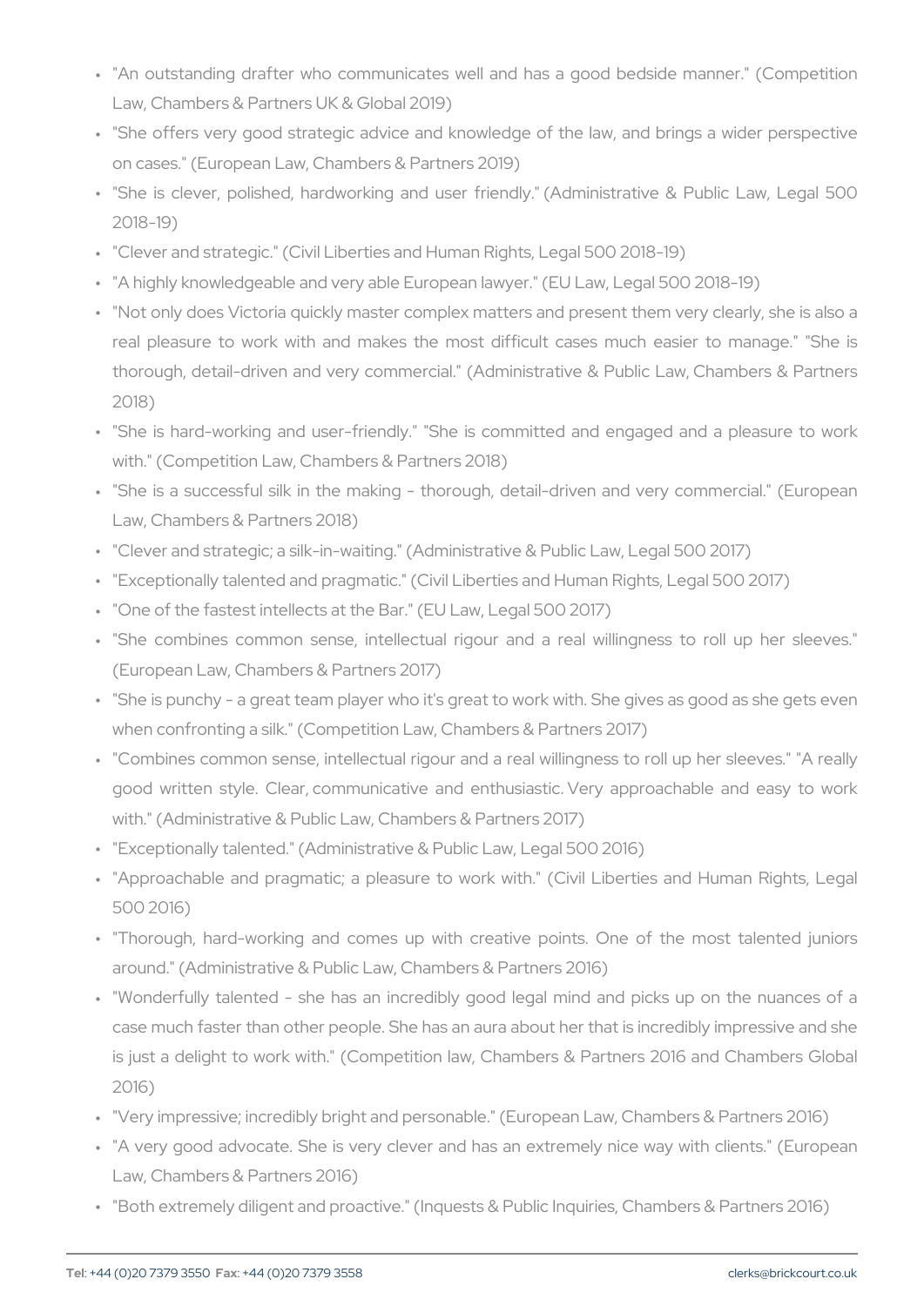- "An outstanding drafter who communicates well and has a good bedside manner." (Competition Law, Chambers & Partners UK & Global 2019)
- "She offers very good strategic advice and knowledge of the law, and brings a wider perspective on cases." (European Law, Chambers & Partners 2019)
- "She is clever, polished, hardworking and user friendly." (Administrative & Public Law, Legal 500 2018-19)
- "Clever and strategic." (Civil Liberties and Human Rights, Legal 500 2018-19)
- "A highly knowledgeable and very able European lawyer." (EU Law, Legal 500 2018-19)
- "Not only does Victoria quickly master complex matters and present them very clearly, she is also a real pleasure to work with and makes the most difficult cases much easier to manage." "She is thorough, detail-driven and very commercial." (Administrative & Public Law, Chambers & Partners 2018)
- "She is hard-working and user-friendly." "She is committed and engaged and a pleasure to work with." (Competition Law, Chambers & Partners 2018)
- "She is a successful silk in the making - thorough, detail-driven and very commercial." (European Law, Chambers & Partners 2018)
- "Clever and strategic; a silk-in-waiting." (Administrative & Public Law, Legal 500 2017)
- "Exceptionally talented and pragmatic." (Civil Liberties and Human Rights, Legal 500 2017)
- "One of the fastest intellects at the Bar." (EU Law, Legal 500 2017)
- "She combines common sense, intellectual rigour and a real willingness to roll up her sleeves." (European Law, Chambers & Partners 2017)
- "She is punchy - a great team player who it's great to work with. She gives as good as she gets even when confronting a silk." (Competition Law, Chambers & Partners 2017)
- "Combines common sense, intellectual rigour and a real willingness to roll up her sleeves." "A really good written style. Clear, communicative and enthusiastic. Very approachable and easy to work with." (Administrative & Public Law, Chambers & Partners 2017)
- "Exceptionally talented." (Administrative & Public Law, Legal 500 2016)
- "Approachable and pragmatic; a pleasure to work with." (Civil Liberties and Human Rights, Legal 500 2016)
- "Thorough, hard-working and comes up with creative points. One of the most talented juniors around." (Administrative & Public Law, Chambers & Partners 2016)
- "Wonderfully talented - she has an incredibly good legal mind and picks up on the nuances of a case much faster than other people. She has an aura about her that is incredibly impressive and she is just a delight to work with." (Competition law, Chambers & Partners 2016 and Chambers Global 2016)
- "Very impressive; incredibly bright and personable." (European Law, Chambers & Partners 2016)
- "A very good advocate. She is very clever and has an extremely nice way with clients." (European Law, Chambers & Partners 2016)
- "Both extremely diligent and proactive." (Inquests & Public Inquiries, Chambers & Partners 2016)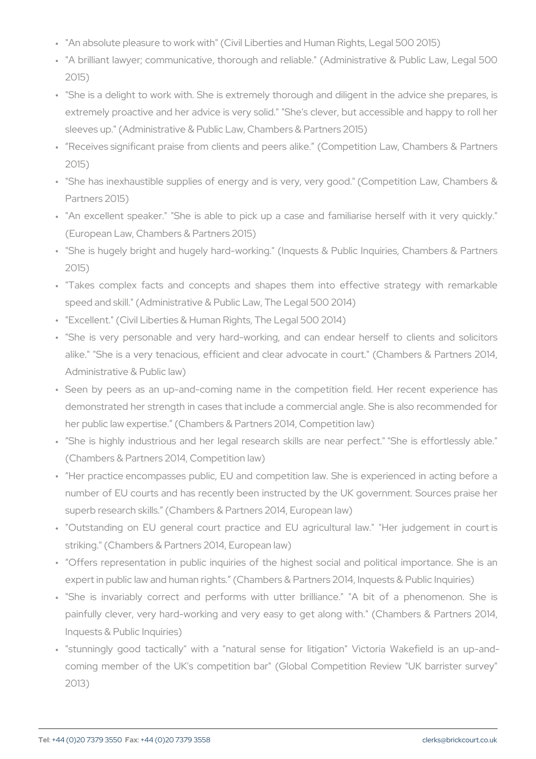- "An absolute pleasure to work with" (Civil Liberties and Human Rights, Legal 500 2015)
- "A brilliant lawyer; communicative, thorough and reliable." (Administrative & Public Law, Legal 500 2015)
- "She is a delight to work with. She is extremely thorough and diligent in the advice she prepares, is extremely proactive and her advice is very solid." "She's clever, but accessible and happy to roll her sleeves up." (Administrative & Public Law, Chambers & Partners 2015)
- “Receives significant praise from clients and peers alike.” (Competition Law, Chambers & Partners 2015)
- "She has inexhaustible supplies of energy and is very, very good." (Competition Law, Chambers & Partners 2015)
- "An excellent speaker." "She is able to pick up a case and familiarise herself with it very quickly." (European Law, Chambers & Partners 2015)
- "She is hugely bright and hugely hard-working." (Inquests & Public Inquiries, Chambers & Partners 2015)
- "Takes complex facts and concepts and shapes them into effective strategy with remarkable speed and skill." (Administrative & Public Law, The Legal 500 2014)
- "Excellent." (Civil Liberties & Human Rights, The Legal 500 2014)
- "She is very personable and very hard-working, and can endear herself to clients and solicitors alike." "She is a very tenacious, efficient and clear advocate in court." (Chambers & Partners 2014, Administrative & Public law)
- Seen by peers as an up-and-coming name in the competition field. Her recent experience has demonstrated her strength in cases that include a commercial angle. She is also recommended for her public law expertise.” (Chambers & Partners 2014, Competition law)
- “She is highly industrious and her legal research skills are near perfect." "She is effortlessly able." (Chambers & Partners 2014, Competition law)
- “Her practice encompasses public, EU and competition law. She is experienced in acting before a number of EU courts and has recently been instructed by the UK government. Sources praise her superb research skills.” (Chambers & Partners 2014, European law)
- "Outstanding on EU general court practice and EU agricultural law." "Her judgement in court is striking." (Chambers & Partners 2014, European law)
- “Offers representation in public inquiries of the highest social and political importance. She is an expert in public law and human rights.” (Chambers & Partners 2014, Inquests & Public Inquiries)
- "She is invariably correct and performs with utter brilliance." "A bit of a phenomenon. She is painfully clever, very hard-working and very easy to get along with." (Chambers & Partners 2014, Inquests & Public Inquiries)
- "stunningly good tactically" with a "natural sense for litigation" Victoria Wakefield is an up-and-coming member of the UK's competition bar" (Global Competition Review "UK barrister survey" 2013)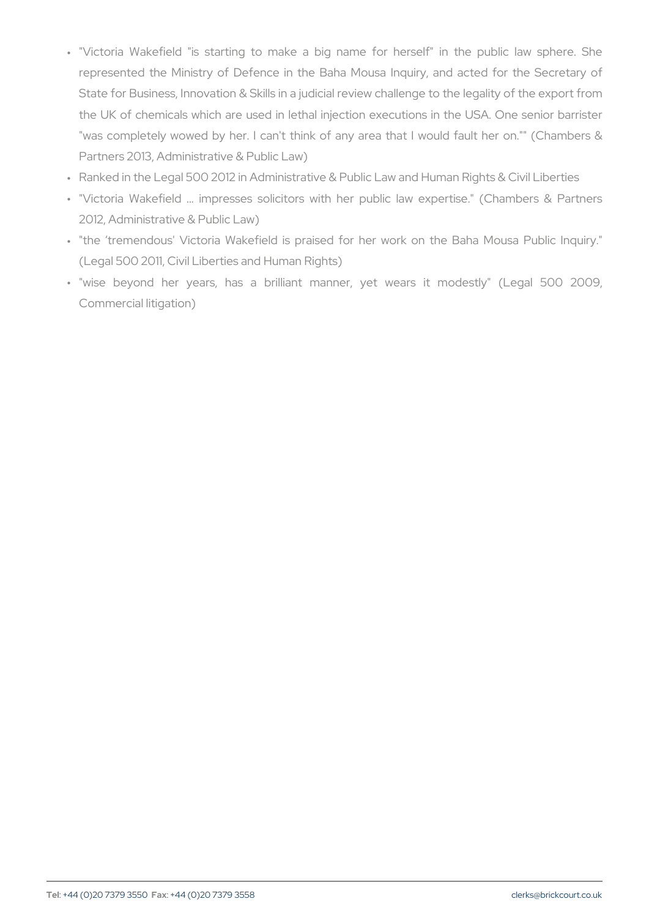- "Victoria Wakefield "is starting to make a big name for herself" in the public law sphere. She represented the Ministry of Defence in the Baha Mousa Inquiry, and acted for the Secretary of State for Business, Innovation & Skills in a judicial review challenge to the legality of the export from the UK of chemicals which are used in lethal injection executions in the USA. One senior barrister "was completely wowed by her. I can't think of any area that I would fault her on."" (Chambers & Partners 2013, Administrative & Public Law)
- Ranked in the Legal 500 2012 in Administrative & Public Law and Human Rights & Civil Liberties
- "Victoria Wakefield ... impresses solicitors with her public law expertise." (Chambers & Partners 2012, Administrative & Public Law)
- "the 'tremendous' Victoria Wakefield is praised for her work on the Baha Mousa Public Inquiry." (Legal 500 2011, Civil Liberties and Human Rights)
- "wise beyond her years, has a brilliant manner, yet wears it modestly" (Legal 500 2009, Commercial litigation)